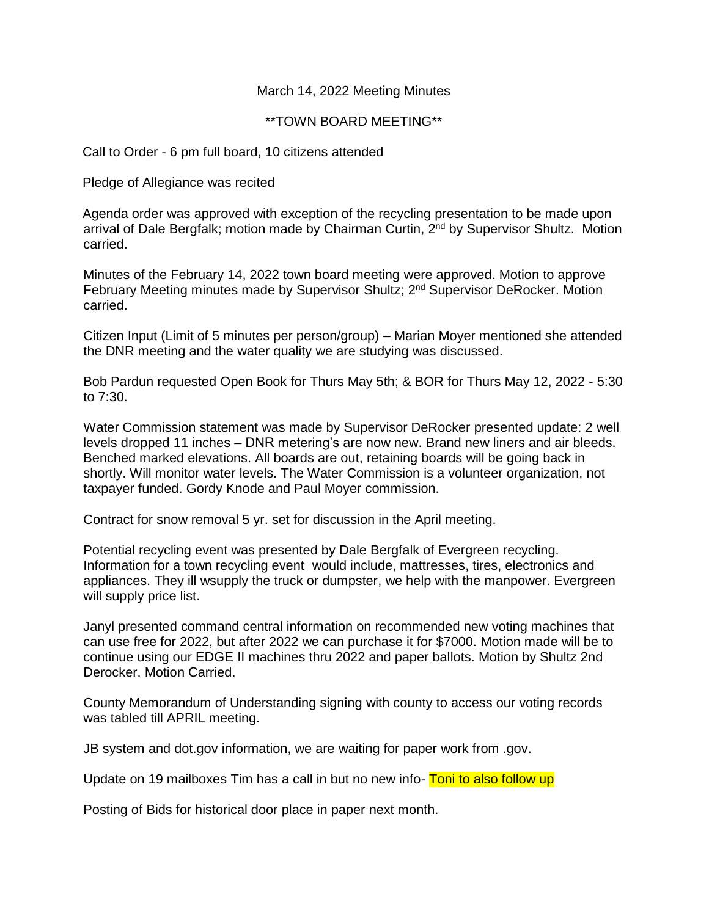March 14, 2022 Meeting Minutes

**TOWN BOARD MEETING**

Call to Order - 6 pm full board, 10 citizens attended

Pledge of Allegiance was recited

Agenda order was approved with exception of the recycling presentation to be made upon arrival of Dale Bergfalk; motion made by Chairman Curtin, 2nd by Supervisor Shultz. Motion carried.

Minutes of the February 14, 2022 town board meeting were approved. Motion to approve February Meeting minutes made by Supervisor Shultz; 2nd Supervisor DeRocker. Motion carried.

Citizen Input (Limit of 5 minutes per person/group) – Marian Moyer mentioned she attended the DNR meeting and the water quality we are studying was discussed.

Bob Pardun requested Open Book for Thurs May 5th; & BOR for Thurs May 12, 2022 - 5:30 to 7:30.

Water Commission statement was made by Supervisor DeRocker presented update: 2 well levels dropped 11 inches – DNR metering's are now new. Brand new liners and air bleeds. Benched marked elevations. All boards are out, retaining boards will be going back in shortly. Will monitor water levels. The Water Commission is a volunteer organization, not taxpayer funded. Gordy Knode and Paul Moyer commission.

Contract for snow removal 5 yr. set for discussion in the April meeting.

Potential recycling event was presented by Dale Bergfalk of Evergreen recycling. Information for a town recycling event would include, mattresses, tires, electronics and appliances. They ill wsupply the truck or dumpster, we help with the manpower. Evergreen will supply price list.

Janyl presented command central information on recommended new voting machines that can use free for 2022, but after 2022 we can purchase it for $7000. Motion made will be to continue using our EDGE II machines thru 2022 and paper ballots. Motion by Shultz 2nd Derocker. Motion Carried.

County Memorandum of Understanding signing with county to access our voting records was tabled till APRIL meeting.

JB system and dot.gov information, we are waiting for paper work from .gov.

Update on 19 mailboxes Tim has a call in but no new info- Toni to also follow up

Posting of Bids for historical door place in paper next month.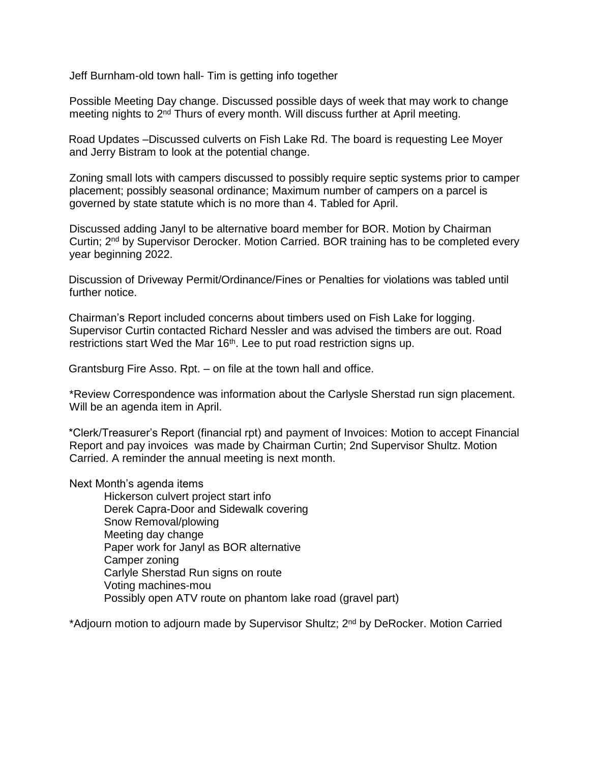Jeff Burnham-old town hall- Tim is getting info together

Possible Meeting Day change. Discussed possible days of week that may work to change meeting nights to 2nd Thurs of every month. Will discuss further at April meeting.

Road Updates –Discussed culverts on Fish Lake Rd. The board is requesting Lee Moyer and Jerry Bistram to look at the potential change.

Zoning small lots with campers discussed to possibly require septic systems prior to camper placement; possibly seasonal ordinance; Maximum number of campers on a parcel is governed by state statute which is no more than 4. Tabled for April.

Discussed adding Janyl to be alternative board member for BOR. Motion by Chairman Curtin; 2nd by Supervisor Derocker. Motion Carried. BOR training has to be completed every year beginning 2022.

Discussion of Driveway Permit/Ordinance/Fines or Penalties for violations was tabled until further notice.

Chairman's Report included concerns about timbers used on Fish Lake for logging. Supervisor Curtin contacted Richard Nessler and was advised the timbers are out. Road restrictions start Wed the Mar 16th. Lee to put road restriction signs up.

Grantsburg Fire Asso. Rpt. – on file at the town hall and office.

*Review Correspondence was information about the Carlysle Sherstad run sign placement. Will be an agenda item in April.

*Clerk/Treasurer's Report (financial rpt) and payment of Invoices: Motion to accept Financial Report and pay invoices was made by Chairman Curtin; 2nd Supervisor Shultz. Motion Carried. A reminder the annual meeting is next month.

Next Month's agenda items

- Hickerson culvert project start info
- Derek Capra-Door and Sidewalk covering
- Snow Removal/plowing
- Meeting day change
- Paper work for Janyl as BOR alternative
- Camper zoning
- Carlyle Sherstad Run signs on route
- Voting machines-mou
- Possibly open ATV route on phantom lake road (gravel part)

*Adjourn motion to adjourn made by Supervisor Shultz; 2nd by DeRocker. Motion Carried